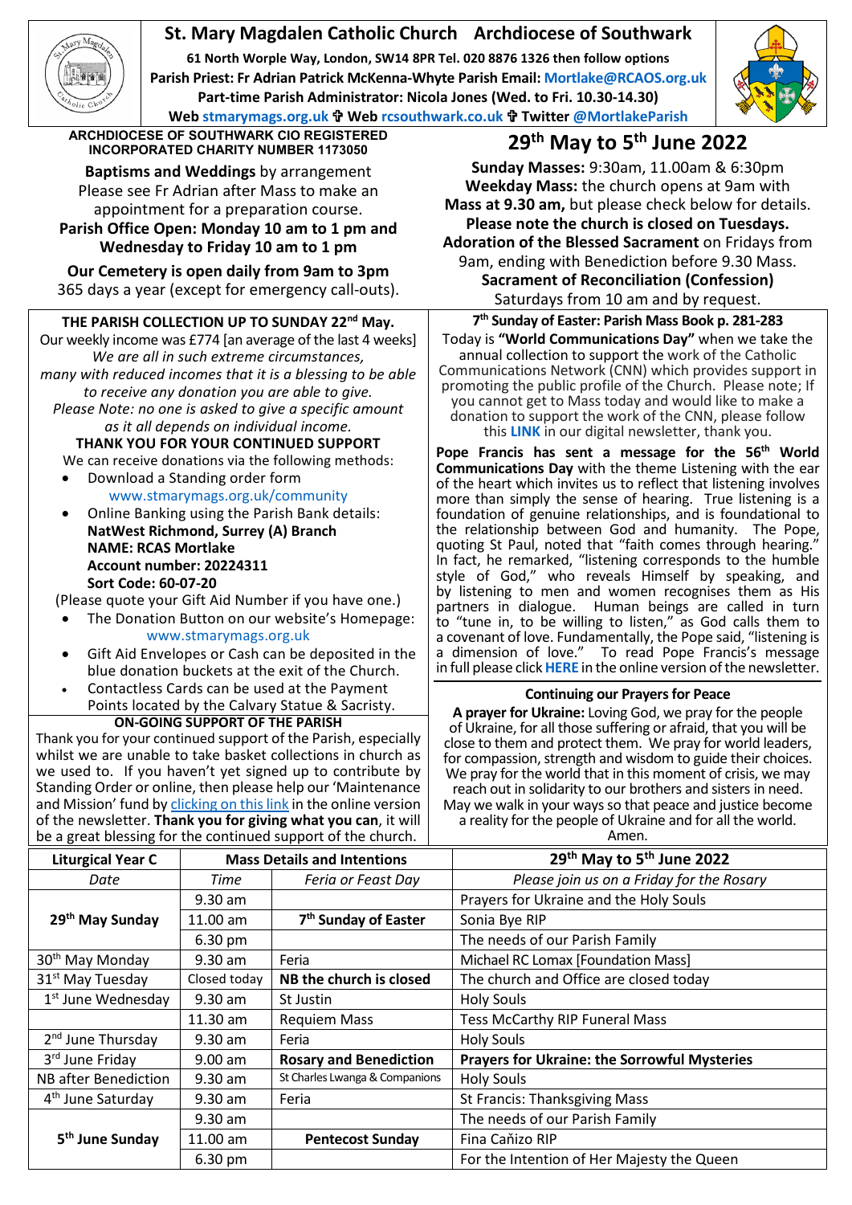# St. Mary Magdalen Catholic Church Archdiocese of Southwark

**61 North Worple Way, London, SW14 8PR Tel. 020 8876 1326 then follow options**
**Parish Priest: Fr Adrian Patrick McKenna-Whyte Parish Email: Mortlake@RCAOS.org.uk**
**Part-time Parish Administrator: Nicola Jones (Wed. to Fri. 10.30-14.30)**
**Web stmarymags.org.uk ✞ Web rcsouthwark.co.uk ✞ Twitter @MortlakeParish**

**ARCHDIOCESE OF SOUTHWARK CIO REGISTERED INCORPORATED CHARITY NUMBER 1173050**

## 29th May to 5th June 2022

**Baptisms and Weddings** by arrangement
Please see Fr Adrian after Mass to make an appointment for a preparation course.
**Parish Office Open: Monday 10 am to 1 pm and Wednesday to Friday 10 am to 1 pm**

**Our Cemetery is open daily from 9am to 3pm** 365 days a year (except for emergency call-outs).

**Sunday Masses:** 9:30am, 11.00am & 6:30pm
**Weekday Mass:** the church opens at 9am with **Mass at 9.30 am,** but please check below for details.
**Please note the church is closed on Tuesdays.**
**Adoration of the Blessed Sacrament** on Fridays from 9am, ending with Benediction before 9.30 Mass.
**Sacrament of Reconciliation (Confession)** Saturdays from 10 am and by request.

### THE PARISH COLLECTION UP TO SUNDAY 22nd May.

Our weekly income was £774 [an average of the last 4 weeks]
*We are all in such extreme circumstances, many with reduced incomes that it is a blessing to be able to receive any donation you are able to give.*
*Please Note: no one is asked to give a specific amount as it all depends on individual income.*

**THANK YOU FOR YOUR CONTINUED SUPPORT**

We can receive donations via the following methods:

- Download a Standing order form www.stmarymags.org.uk/community
- Online Banking using the Parish Bank details:
  **NatWest Richmond, Surrey (A) Branch**
  **NAME: RCAS Mortlake**
  **Account number: 20224311**
  **Sort Code: 60-07-20**

(Please quote your Gift Aid Number if you have one.)

- The Donation Button on our website's Homepage: www.stmarymags.org.uk
- Gift Aid Envelopes or Cash can be deposited in the blue donation buckets at the exit of the Church.
- Contactless Cards can be used at the Payment Points located by the Calvary Statue & Sacristy.

### ON-GOING SUPPORT OF THE PARISH

Thank you for your continued support of the Parish, especially whilst we are unable to take basket collections in church as we used to. If you haven't yet signed up to contribute by Standing Order or online, then please help our 'Maintenance and Mission' fund by clicking on this link in the online version of the newsletter. **Thank you for giving what you can**, it will be a great blessing for the continued support of the church.

### 7th Sunday of Easter: Parish Mass Book p. 281-283

Today is **"World Communications Day"** when we take the annual collection to support the work of the Catholic Communications Network (CNN) which provides support in promoting the public profile of the Church. Please note; If you cannot get to Mass today and would like to make a donation to support the work of the CNN, please follow this **LINK** in our digital newsletter, thank you.

**Pope Francis has sent a message for the 56th World Communications Day** with the theme Listening with the ear of the heart which invites us to reflect that listening involves more than simply the sense of hearing. True listening is a foundation of genuine relationships, and is foundational to the relationship between God and humanity. The Pope, quoting St Paul, noted that "faith comes through hearing." In fact, he remarked, "listening corresponds to the humble style of God," who reveals Himself by speaking, and by listening to men and women recognises them as His partners in dialogue. Human beings are called in turn to "tune in, to be willing to listen," as God calls them to a covenant of love. Fundamentally, the Pope said, "listening is a dimension of love." To read Pope Francis's message in full please click **HERE** in the online version of the newsletter.

### Continuing our Prayers for Peace

**A prayer for Ukraine:** Loving God, we pray for the people of Ukraine, for all those suffering or afraid, that you will be close to them and protect them. We pray for world leaders, for compassion, strength and wisdom to guide their choices. We pray for the world that in this moment of crisis, we may reach out in solidarity to our brothers and sisters in need. May we walk in your ways so that peace and justice become a reality for the people of Ukraine and for all the world. Amen.

| Liturgical Year C | Mass Details and Intentions | | 29th May to 5th June 2022 |
|---|---|---|---|
| *Date* | *Time* | *Feria or Feast Day* | *Please join us on a Friday for the Rosary* |
| **29th May Sunday** | 9.30 am | | Prayers for Ukraine and the Holy Souls |
| | 11.00 am | **7th Sunday of Easter** | Sonia Bye RIP |
| | 6.30 pm | | The needs of our Parish Family |
| 30th May Monday | 9.30 am | Feria | Michael RC Lomax [Foundation Mass] |
| 31st May Tuesday | Closed today | **NB the church is closed** | The church and Office are closed today |
| 1st June Wednesday | 9.30 am | St Justin | Holy Souls |
| | 11.30 am | Requiem Mass | Tess McCarthy RIP Funeral Mass |
| 2nd June Thursday | 9.30 am | Feria | Holy Souls |
| 3rd June Friday | 9.00 am | **Rosary and Benediction** | **Prayers for Ukraine: the Sorrowful Mysteries** |
| NB after Benediction | 9.30 am | St Charles Lwanga & Companions | Holy Souls |
| 4th June Saturday | 9.30 am | Feria | St Francis: Thanksgiving Mass |
| **5th June Sunday** | 9.30 am | | The needs of our Parish Family |
| | 11.00 am | **Pentecost Sunday** | Fina Caňizo RIP |
| | 6.30 pm | | For the Intention of Her Majesty the Queen |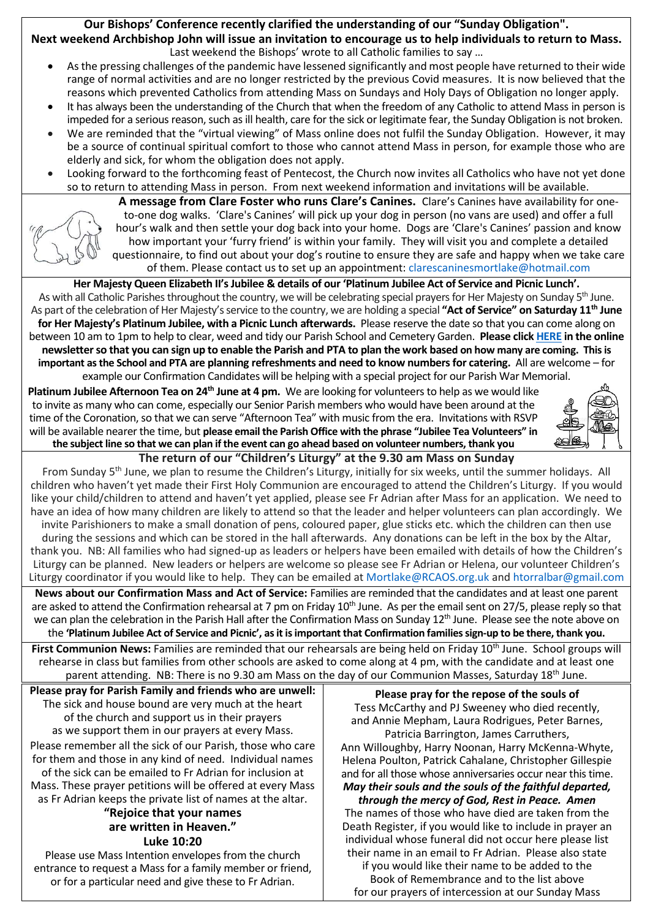**Our Bishops' Conference recently clarified the understanding of our "Sunday Obligation".**
**Next weekend Archbishop John will issue an invitation to encourage us to help individuals to return to Mass.**

Last weekend the Bishops' wrote to all Catholic families to say …

- As the pressing challenges of the pandemic have lessened significantly and most people have returned to their wide range of normal activities and are no longer restricted by the previous Covid measures. It is now believed that the reasons which prevented Catholics from attending Mass on Sundays and Holy Days of Obligation no longer apply.
- It has always been the understanding of the Church that when the freedom of any Catholic to attend Mass in person is impeded for a serious reason, such as ill health, care for the sick or legitimate fear, the Sunday Obligation is not broken.
- We are reminded that the "virtual viewing" of Mass online does not fulfil the Sunday Obligation. However, it may be a source of continual spiritual comfort to those who cannot attend Mass in person, for example those who are elderly and sick, for whom the obligation does not apply.
- Looking forward to the forthcoming feast of Pentecost, the Church now invites all Catholics who have not yet done so to return to attending Mass in person. From next weekend information and invitations will be available.

**A message from Clare Foster who runs Clare's Canines.** Clare's Canines have availability for one-to-one dog walks. 'Clare's Canines' will pick up your dog in person (no vans are used) and offer a full hour's walk and then settle your dog back into your home. Dogs are 'Clare's Canines' passion and know how important your 'furry friend' is within your family. They will visit you and complete a detailed questionnaire, to find out about your dog's routine to ensure they are safe and happy when we take care of them. Please contact us to set up an appointment: clarescaninesmortlake@hotmail.com

**Her Majesty Queen Elizabeth II's Jubilee & details of our 'Platinum Jubilee Act of Service and Picnic Lunch'.**

As with all Catholic Parishes throughout the country, we will be celebrating special prayers for Her Majesty on Sunday 5th June. As part of the celebration of Her Majesty's service to the country, we are holding a special **"Act of Service" on Saturday 11th June for Her Majesty's Platinum Jubilee, with a Picnic Lunch afterwards.** Please reserve the date so that you can come along on between 10 am to 1pm to help to clear, weed and tidy our Parish School and Cemetery Garden. **Please click HERE in the online newsletter so that you can sign up to enable the Parish and PTA to plan the work based on how many are coming. This is important as the School and PTA are planning refreshments and need to know numbers for catering.** All are welcome – for example our Confirmation Candidates will be helping with a special project for our Parish War Memorial.

**Platinum Jubilee Afternoon Tea on 24th June at 4 pm.** We are looking for volunteers to help as we would like to invite as many who can come, especially our Senior Parish members who would have been around at the time of the Coronation, so that we can serve "Afternoon Tea" with music from the era. Invitations with RSVP will be available nearer the time, but **please email the Parish Office with the phrase "Jubilee Tea Volunteers" in the subject line so that we can plan if the event can go ahead based on volunteer numbers, thank you**

**The return of our "Children's Liturgy" at the 9.30 am Mass on Sunday**

From Sunday 5th June, we plan to resume the Children's Liturgy, initially for six weeks, until the summer holidays. All children who haven't yet made their First Holy Communion are encouraged to attend the Children's Liturgy. If you would like your child/children to attend and haven't yet applied, please see Fr Adrian after Mass for an application. We need to have an idea of how many children are likely to attend so that the leader and helper volunteers can plan accordingly. We invite Parishioners to make a small donation of pens, coloured paper, glue sticks etc. which the children can then use during the sessions and which can be stored in the hall afterwards. Any donations can be left in the box by the Altar, thank you. NB: All families who had signed-up as leaders or helpers have been emailed with details of how the Children's Liturgy can be planned. New leaders or helpers are welcome so please see Fr Adrian or Helena, our volunteer Children's Liturgy coordinator if you would like to help. They can be emailed at Mortlake@RCAOS.org.uk and htorralbar@gmail.com

**News about our Confirmation Mass and Act of Service:** Families are reminded that the candidates and at least one parent are asked to attend the Confirmation rehearsal at 7 pm on Friday 10th June. As per the email sent on 27/5, please reply so that we can plan the celebration in the Parish Hall after the Confirmation Mass on Sunday 12th June. Please see the note above on the **'Platinum Jubilee Act of Service and Picnic', as it is important that Confirmation families sign-up to be there, thank you.**

**First Communion News:** Families are reminded that our rehearsals are being held on Friday 10th June. School groups will rehearse in class but families from other schools are asked to come along at 4 pm, with the candidate and at least one parent attending. NB: There is no 9.30 am Mass on the day of our Communion Masses, Saturday 18th June.

**Please pray for Parish Family and friends who are unwell:**

The sick and house bound are very much at the heart of the church and support us in their prayers as we support them in our prayers at every Mass.

Please remember all the sick of our Parish, those who care for them and those in any kind of need. Individual names of the sick can be emailed to Fr Adrian for inclusion at Mass. These prayer petitions will be offered at every Mass as Fr Adrian keeps the private list of names at the altar.

**"Rejoice that your names are written in Heaven."**
**Luke 10:20**

Please use Mass Intention envelopes from the church entrance to request a Mass for a family member or friend, or for a particular need and give these to Fr Adrian.

**Please pray for the repose of the souls of**

Tess McCarthy and PJ Sweeney who died recently, and Annie Mepham, Laura Rodrigues, Peter Barnes, Patricia Barrington, James Carruthers, Ann Willoughby, Harry Noonan, Harry McKenna-Whyte, Helena Poulton, Patrick Cahalane, Christopher Gillespie and for all those whose anniversaries occur near this time.

***May their souls and the souls of the faithful departed, through the mercy of God, Rest in Peace. Amen***

The names of those who have died are taken from the Death Register, if you would like to include in prayer an individual whose funeral did not occur here please list their name in an email to Fr Adrian. Please also state if you would like their name to be added to the Book of Remembrance and to the list above for our prayers of intercession at our Sunday Mass